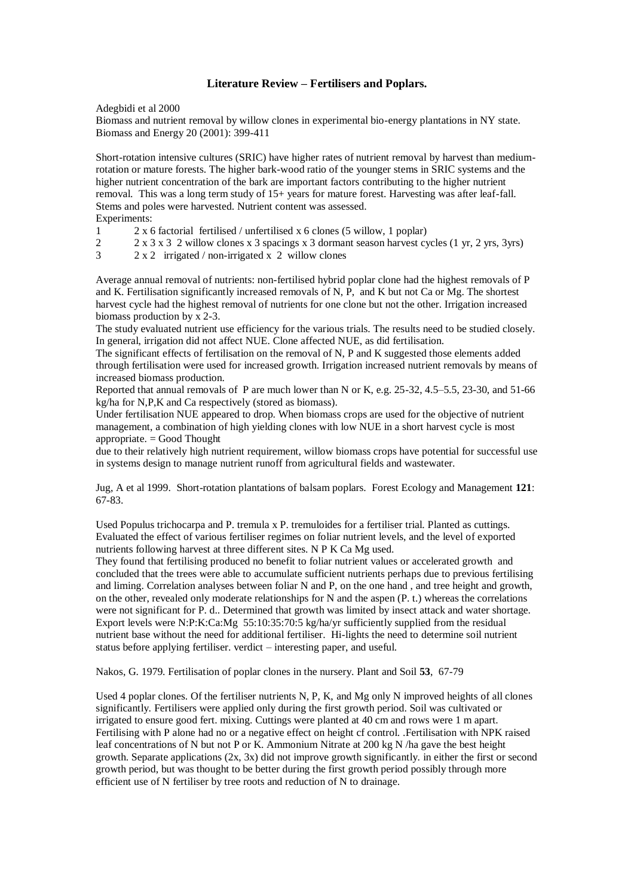# Literature Review – Fertilisers and Poplars.

Adegbidi et al 2000

Biomass and nutrient removal by willow clones in experimental bio-energy plantations in NY state. Biomass and Energy 20 (2001): 399-411

Short-rotation intensive cultures (SRIC) have higher rates of nutrient removal by harvest than medium-rotation or mature forests. The higher bark-wood ratio of the younger stems in SRIC systems and the higher nutrient concentration of the bark are important factors contributing to the higher nutrient removal. This was a long term study of 15+ years for mature forest. Harvesting was after leaf-fall. Stems and poles were harvested. Nutrient content was assessed.

Experiments:

1. 2 x 6 factorial fertilised / unfertilised x 6 clones (5 willow, 1 poplar)
2. 2 x 3 x 3 2 willow clones x 3 spacings x 3 dormant season harvest cycles (1 yr, 2 yrs, 3yrs)
3. 2 x 2 irrigated / non-irrigated x 2 willow clones

Average annual removal of nutrients: non-fertilised hybrid poplar clone had the highest removals of P and K. Fertilisation significantly increased removals of N, P, and K but not Ca or Mg. The shortest harvest cycle had the highest removal of nutrients for one clone but not the other. Irrigation increased biomass production by x 2-3.

The study evaluated nutrient use efficiency for the various trials. The results need to be studied closely. In general, irrigation did not affect NUE. Clone affected NUE, as did fertilisation.

The significant effects of fertilisation on the removal of N, P and K suggested those elements added through fertilisation were used for increased growth. Irrigation increased nutrient removals by means of increased biomass production.

Reported that annual removals of P are much lower than N or K, e.g. 25-32, 4.5–5.5, 23-30, and 51-66 kg/ha for N,P,K and Ca respectively (stored as biomass).

Under fertilisation NUE appeared to drop. When biomass crops are used for the objective of nutrient management, a combination of high yielding clones with low NUE in a short harvest cycle is most appropriate. = Good Thought

due to their relatively high nutrient requirement, willow biomass crops have potential for successful use in systems design to manage nutrient runoff from agricultural fields and wastewater.

Jug, A et al 1999. Short-rotation plantations of balsam poplars. Forest Ecology and Management **121**: 67-83.

Used Populus trichocarpa and P. tremula x P. tremuloides for a fertiliser trial. Planted as cuttings. Evaluated the effect of various fertiliser regimes on foliar nutrient levels, and the level of exported nutrients following harvest at three different sites. N P K Ca Mg used.

They found that fertilising produced no benefit to foliar nutrient values or accelerated growth and concluded that the trees were able to accumulate sufficient nutrients perhaps due to previous fertilising and liming. Correlation analyses between foliar N and P, on the one hand , and tree height and growth, on the other, revealed only moderate relationships for N and the aspen (P. t.) whereas the correlations were not significant for P. d.. Determined that growth was limited by insect attack and water shortage. Export levels were N:P:K:Ca:Mg 55:10:35:70:5 kg/ha/yr sufficiently supplied from the residual nutrient base without the need for additional fertiliser. Hi-lights the need to determine soil nutrient status before applying fertiliser. verdict – interesting paper, and useful.

Nakos, G. 1979. Fertilisation of poplar clones in the nursery. Plant and Soil **53**, 67-79

Used 4 poplar clones. Of the fertiliser nutrients N, P, K, and Mg only N improved heights of all clones significantly. Fertilisers were applied only during the first growth period. Soil was cultivated or irrigated to ensure good fert. mixing. Cuttings were planted at 40 cm and rows were 1 m apart. Fertilising with P alone had no or a negative effect on height cf control. .Fertilisation with NPK raised leaf concentrations of N but not P or K. Ammonium Nitrate at 200 kg N /ha gave the best height growth. Separate applications (2x, 3x) did not improve growth significantly. in either the first or second growth period, but was thought to be better during the first growth period possibly through more efficient use of N fertiliser by tree roots and reduction of N to drainage.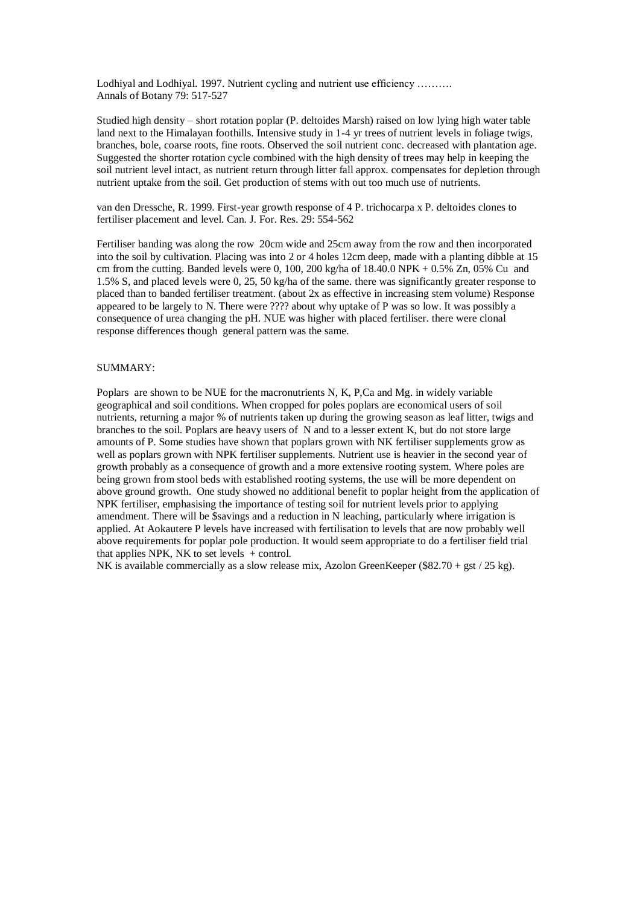Lodhiyal and Lodhiyal. 1997. Nutrient cycling and nutrient use efficiency ……….
Annals of Botany 79: 517-527

Studied high density – short rotation poplar (P. deltoides Marsh) raised on low lying high water table land next to the Himalayan foothills. Intensive study in 1-4 yr trees of nutrient levels in foliage twigs, branches, bole, coarse roots, fine roots. Observed the soil nutrient conc. decreased with plantation age. Suggested the shorter rotation cycle combined with the high density of trees may help in keeping the soil nutrient level intact, as nutrient return through litter fall approx. compensates for depletion through nutrient uptake from the soil. Get production of stems with out too much use of nutrients.

van den Dressche, R. 1999. First-year growth response of 4 P. trichocarpa x P. deltoides clones to fertiliser placement and level. Can. J. For. Res. 29: 554-562

Fertiliser banding was along the row 20cm wide and 25cm away from the row and then incorporated into the soil by cultivation. Placing was into 2 or 4 holes 12cm deep, made with a planting dibble at 15 cm from the cutting. Banded levels were 0, 100, 200 kg/ha of 18.40.0 NPK + 0.5% Zn, 05% Cu and 1.5% S, and placed levels were 0, 25, 50 kg/ha of the same. there was significantly greater response to placed than to banded fertiliser treatment. (about 2x as effective in increasing stem volume) Response appeared to be largely to N. There were ???? about why uptake of P was so low. It was possibly a consequence of urea changing the pH. NUE was higher with placed fertiliser. there were clonal response differences though general pattern was the same.

SUMMARY:

Poplars are shown to be NUE for the macronutrients N, K, P,Ca and Mg. in widely variable geographical and soil conditions. When cropped for poles poplars are economical users of soil nutrients, returning a major % of nutrients taken up during the growing season as leaf litter, twigs and branches to the soil. Poplars are heavy users of N and to a lesser extent K, but do not store large amounts of P. Some studies have shown that poplars grown with NK fertiliser supplements grow as well as poplars grown with NPK fertiliser supplements. Nutrient use is heavier in the second year of growth probably as a consequence of growth and a more extensive rooting system. Where poles are being grown from stool beds with established rooting systems, the use will be more dependent on above ground growth. One study showed no additional benefit to poplar height from the application of NPK fertiliser, emphasising the importance of testing soil for nutrient levels prior to applying amendment. There will be $savings and a reduction in N leaching, particularly where irrigation is applied. At Aokautere P levels have increased with fertilisation to levels that are now probably well above requirements for poplar pole production. It would seem appropriate to do a fertiliser field trial that applies NPK, NK to set levels + control.
NK is available commercially as a slow release mix, Azolon GreenKeeper ($82.70 + gst / 25 kg).